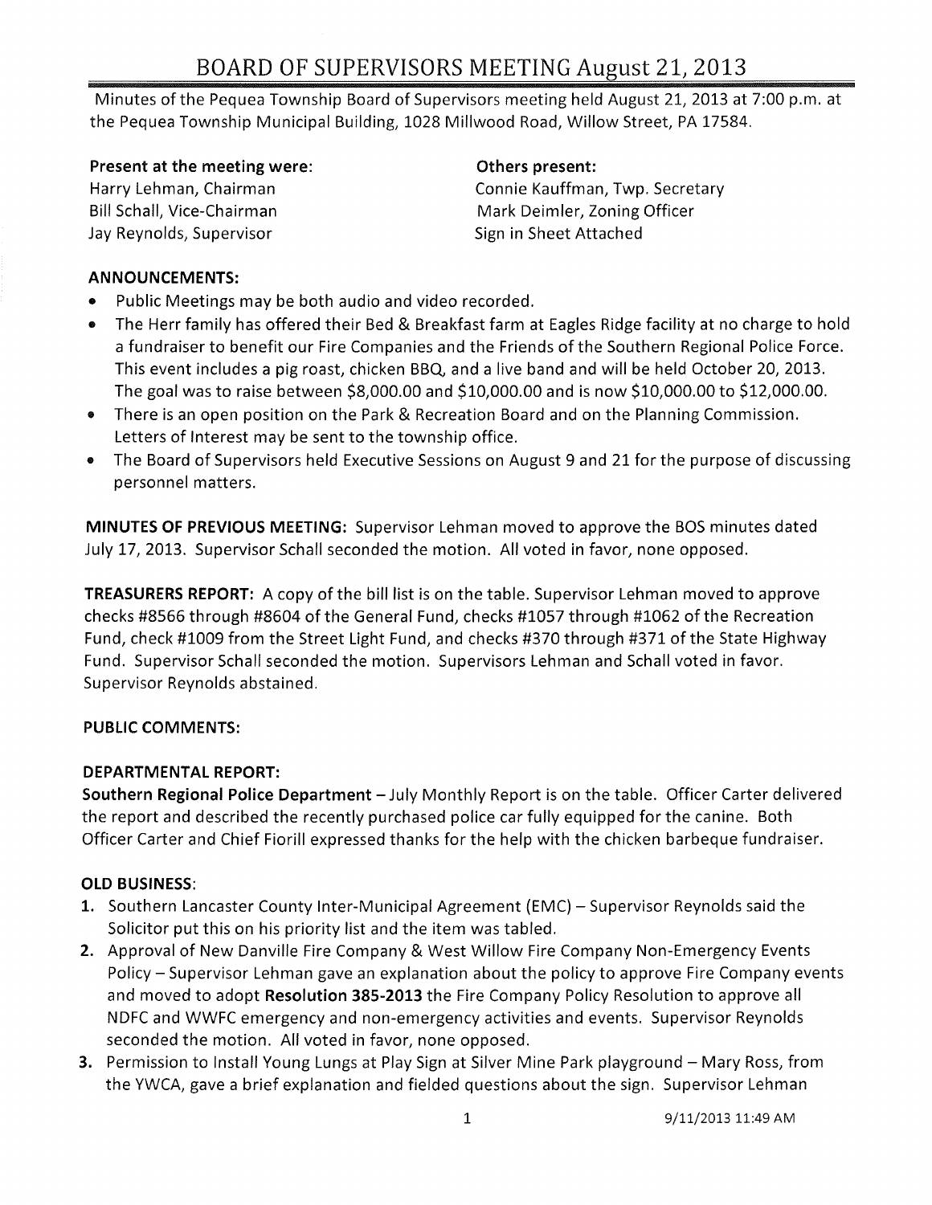# BOARD OF SUPERVISORS MEETING August 21, 2013

Minutes of the Pequea Township Board of Supervisors meeting held August 21, 2013 at 7:00 p.m. at the Pequea Township Municipal Building, 1028 Millwood Road, Willow Street, PA 17584.

**Present at the meeting were:**
Harry Lehman, Chairman
Bill Schall, Vice-Chairman
Jay Reynolds, Supervisor

**Others present:**
Connie Kauffman, Twp. Secretary
Mark Deimler, Zoning Officer
Sign in Sheet Attached

**ANNOUNCEMENTS:**

- Public Meetings may be both audio and video recorded.
- The Herr family has offered their Bed & Breakfast farm at Eagles Ridge facility at no charge to hold a fundraiser to benefit our Fire Companies and the Friends of the Southern Regional Police Force. This event includes a pig roast, chicken BBQ, and a live band and will be held October 20, 2013. The goal was to raise between $8,000.00 and $10,000.00 and is now $10,000.00 to $12,000.00.
- There is an open position on the Park & Recreation Board and on the Planning Commission. Letters of Interest may be sent to the township office.
- The Board of Supervisors held Executive Sessions on August 9 and 21 for the purpose of discussing personnel matters.

**MINUTES OF PREVIOUS MEETING:** Supervisor Lehman moved to approve the BOS minutes dated July 17, 2013. Supervisor Schall seconded the motion. All voted in favor, none opposed.

**TREASURERS REPORT:** A copy of the bill list is on the table. Supervisor Lehman moved to approve checks #8566 through #8604 of the General Fund, checks #1057 through #1062 of the Recreation Fund, check #1009 from the Street Light Fund, and checks #370 through #371 of the State Highway Fund. Supervisor Schall seconded the motion. Supervisors Lehman and Schall voted in favor. Supervisor Reynolds abstained.

**PUBLIC COMMENTS:**

**DEPARTMENTAL REPORT:**

**Southern Regional Police Department** – July Monthly Report is on the table. Officer Carter delivered the report and described the recently purchased police car fully equipped for the canine. Both Officer Carter and Chief Fiorill expressed thanks for the help with the chicken barbeque fundraiser.

**OLD BUSINESS:**

1. Southern Lancaster County Inter-Municipal Agreement (EMC) – Supervisor Reynolds said the Solicitor put this on his priority list and the item was tabled.
2. Approval of New Danville Fire Company & West Willow Fire Company Non-Emergency Events Policy – Supervisor Lehman gave an explanation about the policy to approve Fire Company events and moved to adopt **Resolution 385-2013** the Fire Company Policy Resolution to approve all NDFC and WWFC emergency and non-emergency activities and events. Supervisor Reynolds seconded the motion. All voted in favor, none opposed.
3. Permission to Install Young Lungs at Play Sign at Silver Mine Park playground – Mary Ross, from the YWCA, gave a brief explanation and fielded questions about the sign. Supervisor Lehman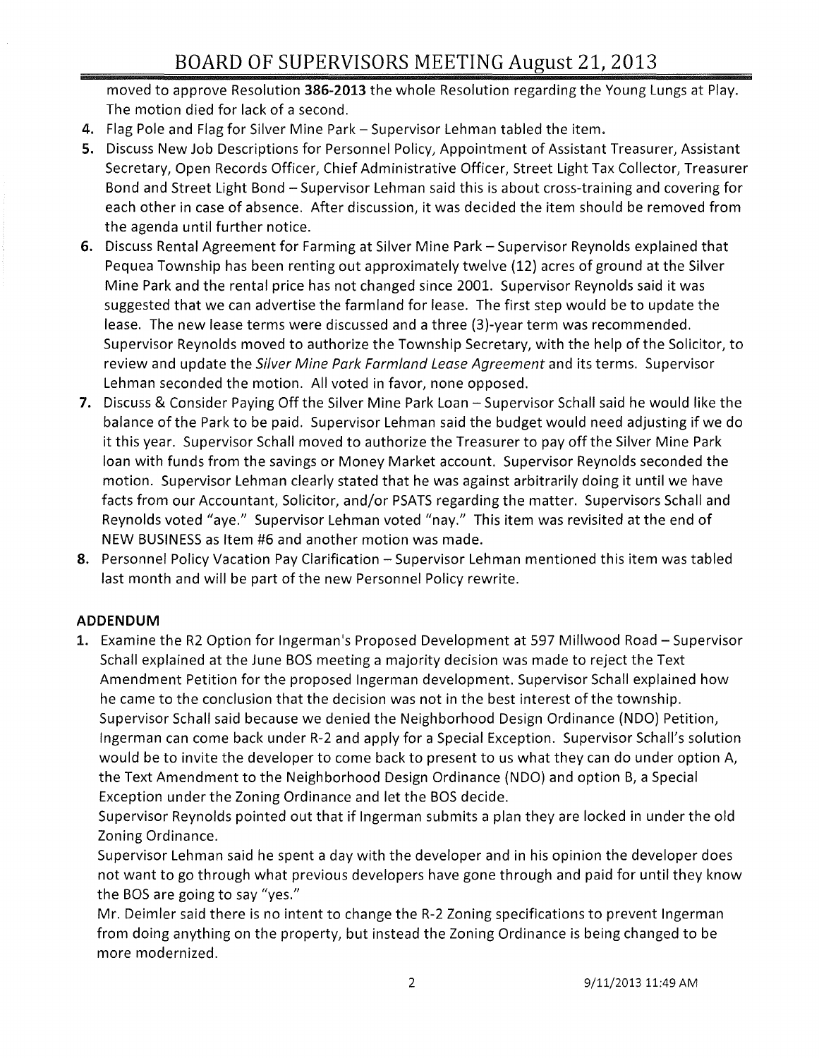moved to approve Resolution **386-2013** the whole Resolution regarding the Young Lungs at Play. The motion died for lack of a second.

4. Flag Pole and Flag for Silver Mine Park – Supervisor Lehman tabled the item.
5. Discuss New Job Descriptions for Personnel Policy, Appointment of Assistant Treasurer, Assistant Secretary, Open Records Officer, Chief Administrative Officer, Street Light Tax Collector, Treasurer Bond and Street Light Bond – Supervisor Lehman said this is about cross-training and covering for each other in case of absence. After discussion, it was decided the item should be removed from the agenda until further notice.
6. Discuss Rental Agreement for Farming at Silver Mine Park – Supervisor Reynolds explained that Pequea Township has been renting out approximately twelve (12) acres of ground at the Silver Mine Park and the rental price has not changed since 2001. Supervisor Reynolds said it was suggested that we can advertise the farmland for lease. The first step would be to update the lease. The new lease terms were discussed and a three (3)-year term was recommended. Supervisor Reynolds moved to authorize the Township Secretary, with the help of the Solicitor, to review and update the *Silver Mine Park Farmland Lease Agreement* and its terms. Supervisor Lehman seconded the motion. All voted in favor, none opposed.
7. Discuss & Consider Paying Off the Silver Mine Park Loan – Supervisor Schall said he would like the balance of the Park to be paid. Supervisor Lehman said the budget would need adjusting if we do it this year. Supervisor Schall moved to authorize the Treasurer to pay off the Silver Mine Park loan with funds from the savings or Money Market account. Supervisor Reynolds seconded the motion. Supervisor Lehman clearly stated that he was against arbitrarily doing it until we have facts from our Accountant, Solicitor, and/or PSATS regarding the matter. Supervisors Schall and Reynolds voted "aye." Supervisor Lehman voted "nay." This item was revisited at the end of NEW BUSINESS as Item #6 and another motion was made.
8. Personnel Policy Vacation Pay Clarification – Supervisor Lehman mentioned this item was tabled last month and will be part of the new Personnel Policy rewrite.

**ADDENDUM**

1. Examine the R2 Option for Ingerman's Proposed Development at 597 Millwood Road – Supervisor Schall explained at the June BOS meeting a majority decision was made to reject the Text Amendment Petition for the proposed Ingerman development. Supervisor Schall explained how he came to the conclusion that the decision was not in the best interest of the township. Supervisor Schall said because we denied the Neighborhood Design Ordinance (NDO) Petition, Ingerman can come back under R-2 and apply for a Special Exception. Supervisor Schall's solution would be to invite the developer to come back to present to us what they can do under option A, the Text Amendment to the Neighborhood Design Ordinance (NDO) and option B, a Special Exception under the Zoning Ordinance and let the BOS decide.

   Supervisor Reynolds pointed out that if Ingerman submits a plan they are locked in under the old Zoning Ordinance.

   Supervisor Lehman said he spent a day with the developer and in his opinion the developer does not want to go through what previous developers have gone through and paid for until they know the BOS are going to say "yes."

   Mr. Deimler said there is no intent to change the R-2 Zoning specifications to prevent Ingerman from doing anything on the property, but instead the Zoning Ordinance is being changed to be more modernized.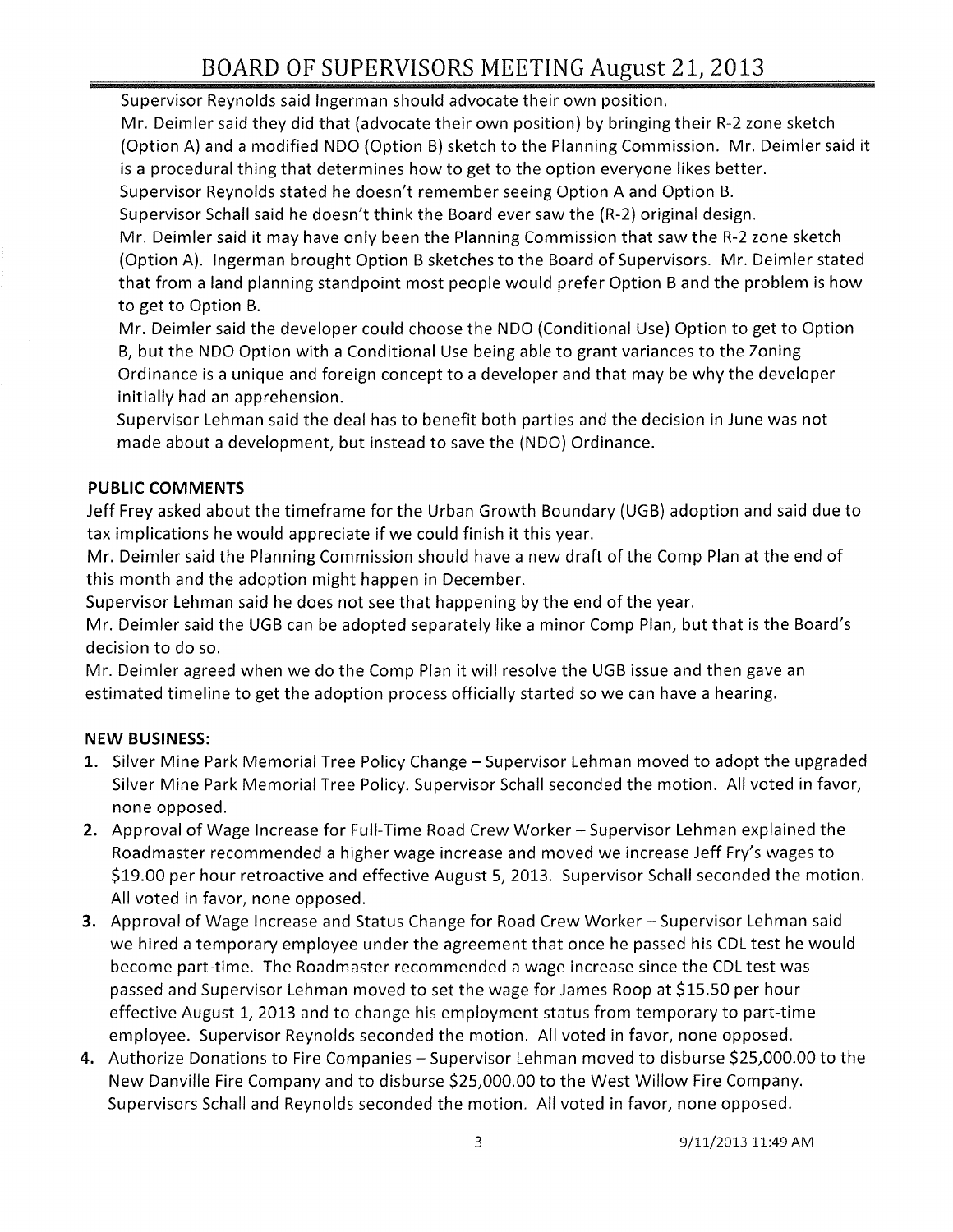Supervisor Reynolds said Ingerman should advocate their own position.

Mr. Deimler said they did that (advocate their own position) by bringing their R-2 zone sketch (Option A) and a modified NDO (Option B) sketch to the Planning Commission. Mr. Deimler said it is a procedural thing that determines how to get to the option everyone likes better.

Supervisor Reynolds stated he doesn't remember seeing Option A and Option B.

Supervisor Schall said he doesn't think the Board ever saw the (R-2) original design.

Mr. Deimler said it may have only been the Planning Commission that saw the R-2 zone sketch (Option A). Ingerman brought Option B sketches to the Board of Supervisors. Mr. Deimler stated that from a land planning standpoint most people would prefer Option B and the problem is how to get to Option B.

Mr. Deimler said the developer could choose the NDO (Conditional Use) Option to get to Option B, but the NDO Option with a Conditional Use being able to grant variances to the Zoning Ordinance is a unique and foreign concept to a developer and that may be why the developer initially had an apprehension.

Supervisor Lehman said the deal has to benefit both parties and the decision in June was not made about a development, but instead to save the (NDO) Ordinance.

**PUBLIC COMMENTS**

Jeff Frey asked about the timeframe for the Urban Growth Boundary (UGB) adoption and said due to tax implications he would appreciate if we could finish it this year.

Mr. Deimler said the Planning Commission should have a new draft of the Comp Plan at the end of this month and the adoption might happen in December.

Supervisor Lehman said he does not see that happening by the end of the year.

Mr. Deimler said the UGB can be adopted separately like a minor Comp Plan, but that is the Board's decision to do so.

Mr. Deimler agreed when we do the Comp Plan it will resolve the UGB issue and then gave an estimated timeline to get the adoption process officially started so we can have a hearing.

**NEW BUSINESS:**

1. Silver Mine Park Memorial Tree Policy Change – Supervisor Lehman moved to adopt the upgraded Silver Mine Park Memorial Tree Policy. Supervisor Schall seconded the motion. All voted in favor, none opposed.
2. Approval of Wage Increase for Full-Time Road Crew Worker – Supervisor Lehman explained the Roadmaster recommended a higher wage increase and moved we increase Jeff Fry's wages to $19.00 per hour retroactive and effective August 5, 2013. Supervisor Schall seconded the motion. All voted in favor, none opposed.
3. Approval of Wage Increase and Status Change for Road Crew Worker – Supervisor Lehman said we hired a temporary employee under the agreement that once he passed his CDL test he would become part-time. The Roadmaster recommended a wage increase since the CDL test was passed and Supervisor Lehman moved to set the wage for James Roop at $15.50 per hour effective August 1, 2013 and to change his employment status from temporary to part-time employee. Supervisor Reynolds seconded the motion. All voted in favor, none opposed.
4. Authorize Donations to Fire Companies – Supervisor Lehman moved to disburse $25,000.00 to the New Danville Fire Company and to disburse $25,000.00 to the West Willow Fire Company. Supervisors Schall and Reynolds seconded the motion. All voted in favor, none opposed.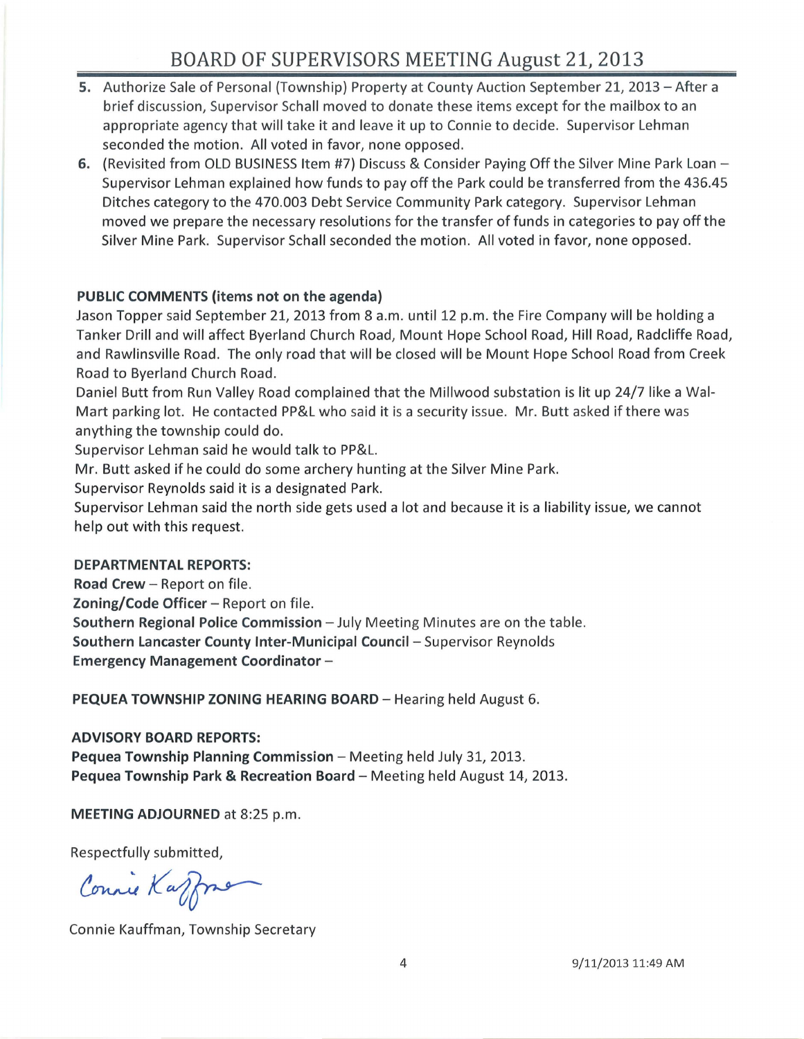5. Authorize Sale of Personal (Township) Property at County Auction September 21, 2013 – After a brief discussion, Supervisor Schall moved to donate these items except for the mailbox to an appropriate agency that will take it and leave it up to Connie to decide. Supervisor Lehman seconded the motion. All voted in favor, none opposed.
6. (Revisited from OLD BUSINESS Item #7) Discuss & Consider Paying Off the Silver Mine Park Loan – Supervisor Lehman explained how funds to pay off the Park could be transferred from the 436.45 Ditches category to the 470.003 Debt Service Community Park category. Supervisor Lehman moved we prepare the necessary resolutions for the transfer of funds in categories to pay off the Silver Mine Park. Supervisor Schall seconded the motion. All voted in favor, none opposed.

**PUBLIC COMMENTS (items not on the agenda)**

Jason Topper said September 21, 2013 from 8 a.m. until 12 p.m. the Fire Company will be holding a Tanker Drill and will affect Byerland Church Road, Mount Hope School Road, Hill Road, Radcliffe Road, and Rawlinsville Road. The only road that will be closed will be Mount Hope School Road from Creek Road to Byerland Church Road.

Daniel Butt from Run Valley Road complained that the Millwood substation is lit up 24/7 like a Wal-Mart parking lot. He contacted PP&L who said it is a security issue. Mr. Butt asked if there was anything the township could do.

Supervisor Lehman said he would talk to PP&L.

Mr. Butt asked if he could do some archery hunting at the Silver Mine Park.

Supervisor Reynolds said it is a designated Park.

Supervisor Lehman said the north side gets used a lot and because it is a liability issue, we cannot help out with this request.

**DEPARTMENTAL REPORTS:**

**Road Crew** – Report on file.
**Zoning/Code Officer** – Report on file.
**Southern Regional Police Commission** – July Meeting Minutes are on the table.
**Southern Lancaster County Inter-Municipal Council** – Supervisor Reynolds
**Emergency Management Coordinator** –

**PEQUEA TOWNSHIP ZONING HEARING BOARD** – Hearing held August 6.

**ADVISORY BOARD REPORTS:**

**Pequea Township Planning Commission** – Meeting held July 31, 2013.
**Pequea Township Park & Recreation Board** – Meeting held August 14, 2013.

**MEETING ADJOURNED** at 8:25 p.m.

Respectfully submitted,

Connie Kauffman

Connie Kauffman, Township Secretary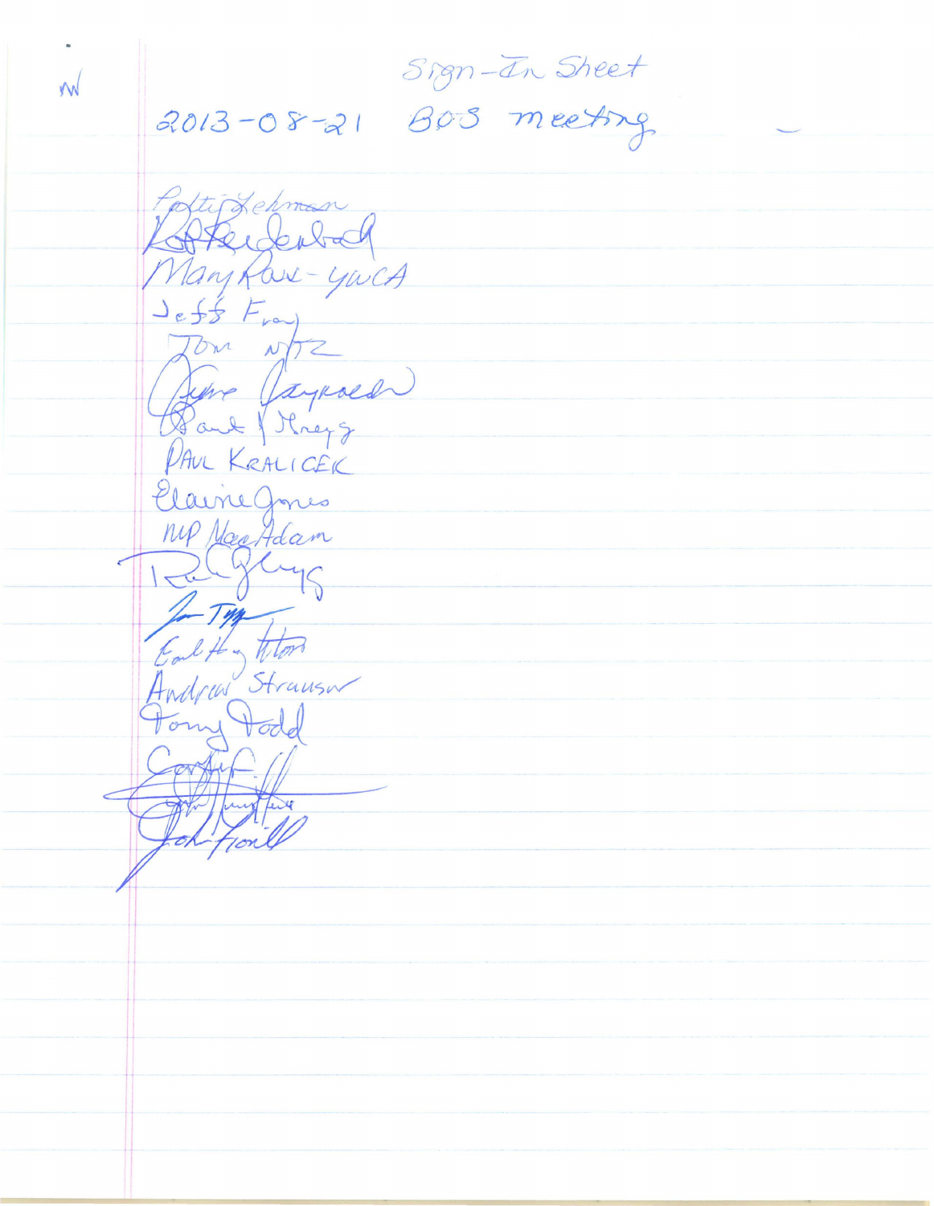Sign-In Sheet

2013-08-21 BOS meeting

Patty Lehman
Rolf Feidenbach
Mary Rose - YWCA
Jeff Frey
Tom Nitz
Jayne Jayroe
David Thorey
PAUL KRALICEK
Elaine Jones
MP MacAdam
Ray Klugs
Jon Tuy
Earl Hy Hilton
Andrew Strauser
Tony Todd
Cory Griffith
John Humphries
John Fiorill